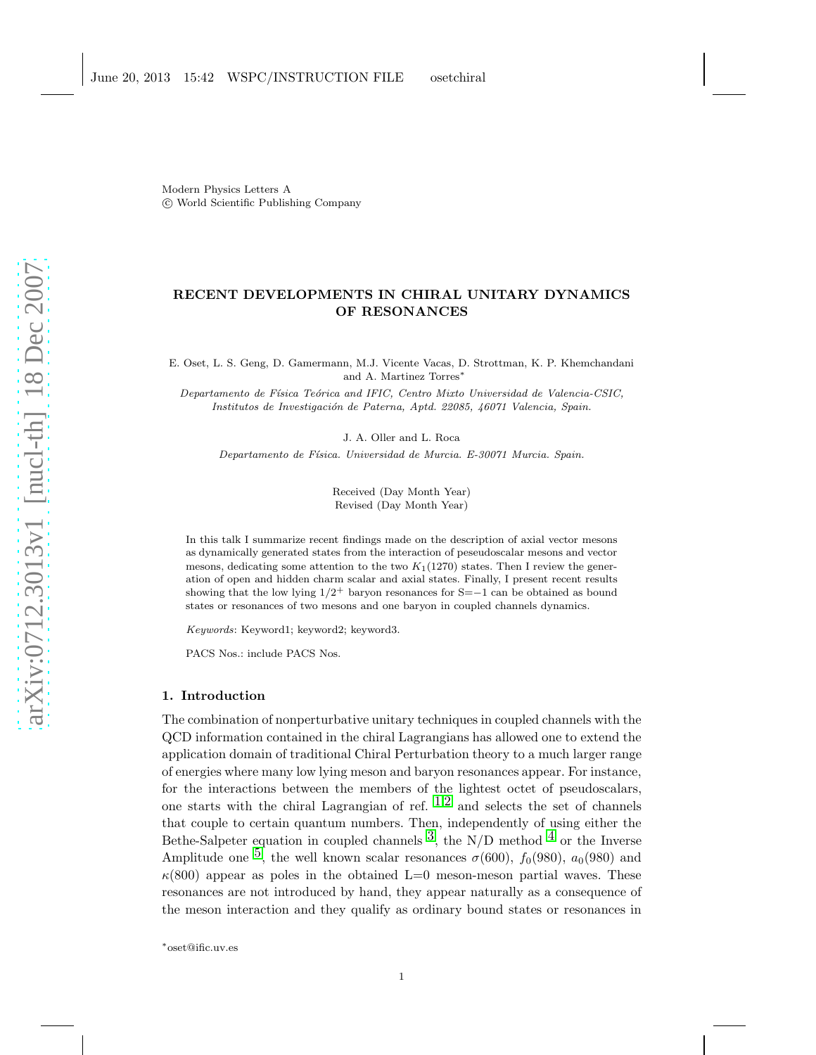Modern Physics Letters A
© World Scientific Publishing Company

# RECENT DEVELOPMENTS IN CHIRAL UNITARY DYNAMICS OF RESONANCES

E. Oset, L. S. Geng, D. Gamermann, M.J. Vicente Vacas, D. Strottman, K. P. Khemchandani and A. Martinez Torres*

*Departamento de Física Teórica and IFIC, Centro Mixto Universidad de Valencia-CSIC, Institutos de Investigación de Paterna, Aptd. 22085, 46071 Valencia, Spain.*

J. A. Oller and L. Roca

*Departamento de Física. Universidad de Murcia. E-30071 Murcia. Spain.*

Received (Day Month Year)
Revised (Day Month Year)

In this talk I summarize recent findings made on the description of axial vector mesons as dynamically generated states from the interaction of pseudoscalar mesons and vector mesons, dedicating some attention to the two $K_1(1270)$ states. Then I review the generation of open and hidden charm scalar and axial states. Finally, I present recent results showing that the low lying $1/2^+$ baryon resonances for S=−1 can be obtained as bound states or resonances of two mesons and one baryon in coupled channels dynamics.

*Keywords*: Keyword1; keyword2; keyword3.

PACS Nos.: include PACS Nos.

## 1. Introduction

The combination of nonperturbative unitary techniques in coupled channels with the QCD information contained in the chiral Lagrangians has allowed one to extend the application domain of traditional Chiral Perturbation theory to a much larger range of energies where many low lying meson and baryon resonances appear. For instance, for the interactions between the members of the lightest octet of pseudoscalars, one starts with the chiral Lagrangian of ref. [1,2] and selects the set of channels that couple to certain quantum numbers. Then, independently of using either the Bethe-Salpeter equation in coupled channels [3], the N/D method [4] or the Inverse Amplitude one [5], the well known scalar resonances $\sigma(600)$, $f_0(980)$, $a_0(980)$ and $\kappa(800)$ appear as poles in the obtained L=0 meson-meson partial waves. These resonances are not introduced by hand, they appear naturally as a consequence of the meson interaction and they qualify as ordinary bound states or resonances in

*oset@ific.uv.es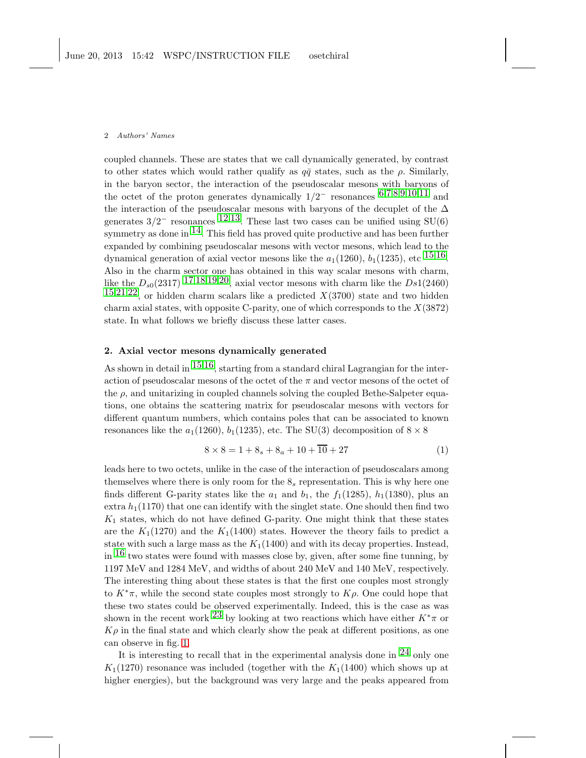coupled channels. These are states that we call dynamically generated, by contrast to other states which would rather qualify as $q\bar{q}$ states, such as the $\rho$. Similarly, in the baryon sector, the interaction of the pseudoscalar mesons with baryons of the octet of the proton generates dynamically $1/2^-$ resonances [6,7,8,9,10,11] and the interaction of the pseudoscalar mesons with baryons of the decuplet of the $\Delta$ generates $3/2^-$ resonances [12,13]. These last two cases can be unified using SU(6) symmetry as done in [14]. This field has proved quite productive and has been further expanded by combining pseudoscalar mesons with vector mesons, which lead to the dynamical generation of axial vector mesons like the $a_1(1260)$, $b_1(1235)$, etc [15,16]. Also in the charm sector one has obtained in this way scalar mesons with charm, like the $D_{s0}(2317)$ [17,18,19,20], axial vector mesons with charm like the $Ds1(2460)$ [15,21,22], or hidden charm scalars like a predicted $X(3700)$ state and two hidden charm axial states, with opposite C-parity, one of which corresponds to the $X(3872)$ state. In what follows we briefly discuss these latter cases.

## 2. Axial vector mesons dynamically generated

As shown in detail in [15,16], starting from a standard chiral Lagrangian for the interaction of pseudoscalar mesons of the octet of the $\pi$ and vector mesons of the octet of the $\rho$, and unitarizing in coupled channels solving the coupled Bethe-Salpeter equations, one obtains the scattering matrix for pseudoscalar mesons with vectors for different quantum numbers, which contains poles that can be associated to known resonances like the $a_1(1260)$, $b_1(1235)$, etc. The SU(3) decomposition of $8 \times 8$

$$8 \times 8 = 1 + 8_s + 8_a + 10 + \overline{10} + 27 \tag{1}$$

leads here to two octets, unlike in the case of the interaction of pseudoscalars among themselves where there is only room for the $8_s$ representation. This is why here one finds different G-parity states like the $a_1$ and $b_1$, the $f_1(1285)$, $h_1(1380)$, plus an extra $h_1(1170)$ that one can identify with the singlet state. One should then find two $K_1$ states, which do not have defined G-parity. One might think that these states are the $K_1(1270)$ and the $K_1(1400)$ states. However the theory fails to predict a state with such a large mass as the $K_1(1400)$ and with its decay properties. Instead, in [16] two states were found with masses close by, given, after some fine tunning, by 1197 MeV and 1284 MeV, and widths of about 240 MeV and 140 MeV, respectively. The interesting thing about these states is that the first one couples most strongly to $K^*\pi$, while the second state couples most strongly to $K\rho$. One could hope that these two states could be observed experimentally. Indeed, this is the case as was shown in the recent work [23] by looking at two reactions which have either $K^*\pi$ or $K\rho$ in the final state and which clearly show the peak at different positions, as one can observe in fig. 1.

It is interesting to recall that in the experimental analysis done in [24] only one $K_1(1270)$ resonance was included (together with the $K_1(1400)$ which shows up at higher energies), but the background was very large and the peaks appeared from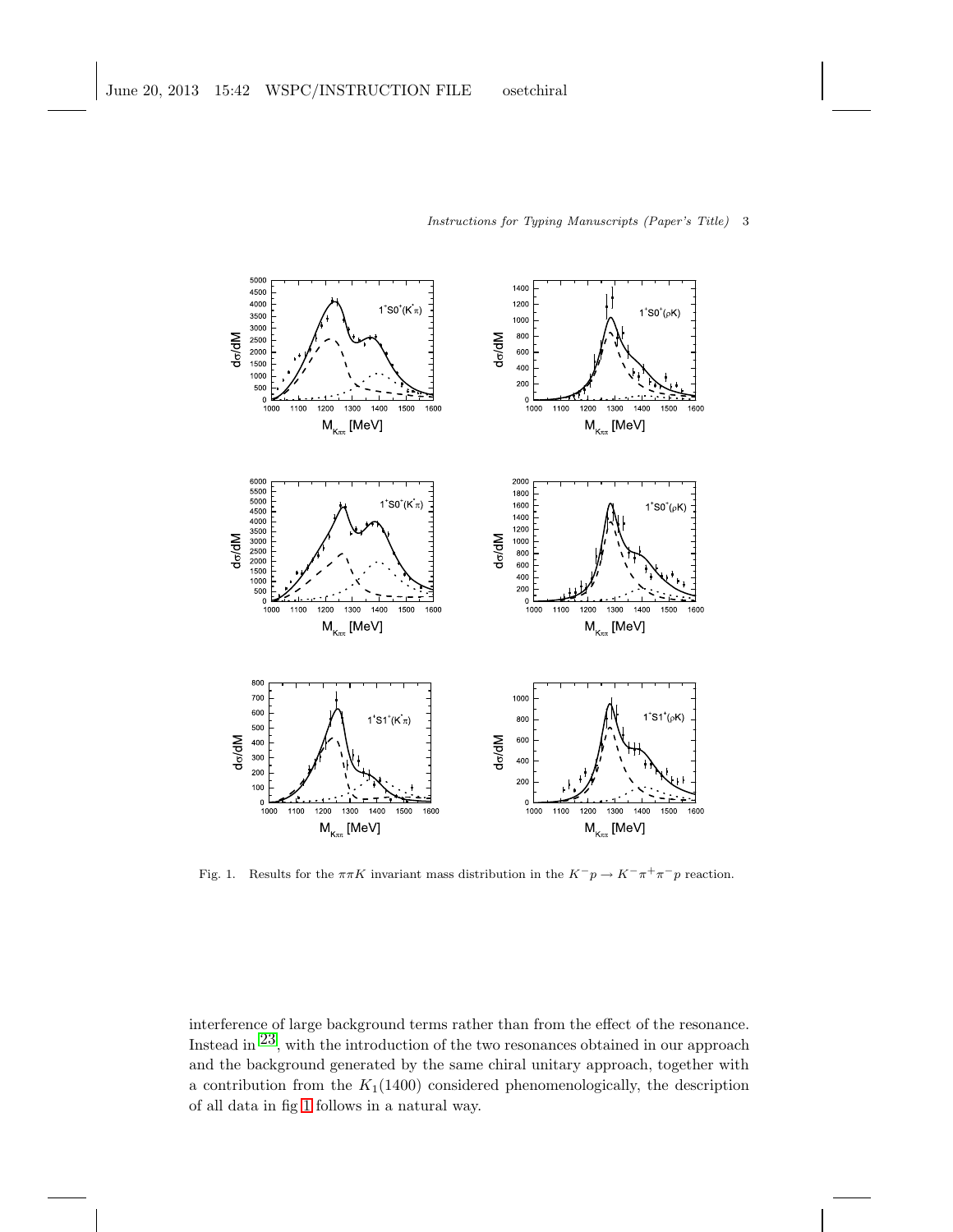Fig. 1. Results for the $\pi\pi K$ invariant mass distribution in the $K^- p \to K^- \pi^+ \pi^- p$ reaction.

interference of large background terms rather than from the effect of the resonance. Instead in [23], with the introduction of the two resonances obtained in our approach and the background generated by the same chiral unitary approach, together with a contribution from the $K_1(1400)$ considered phenomenologically, the description of all data in fig 1 follows in a natural way.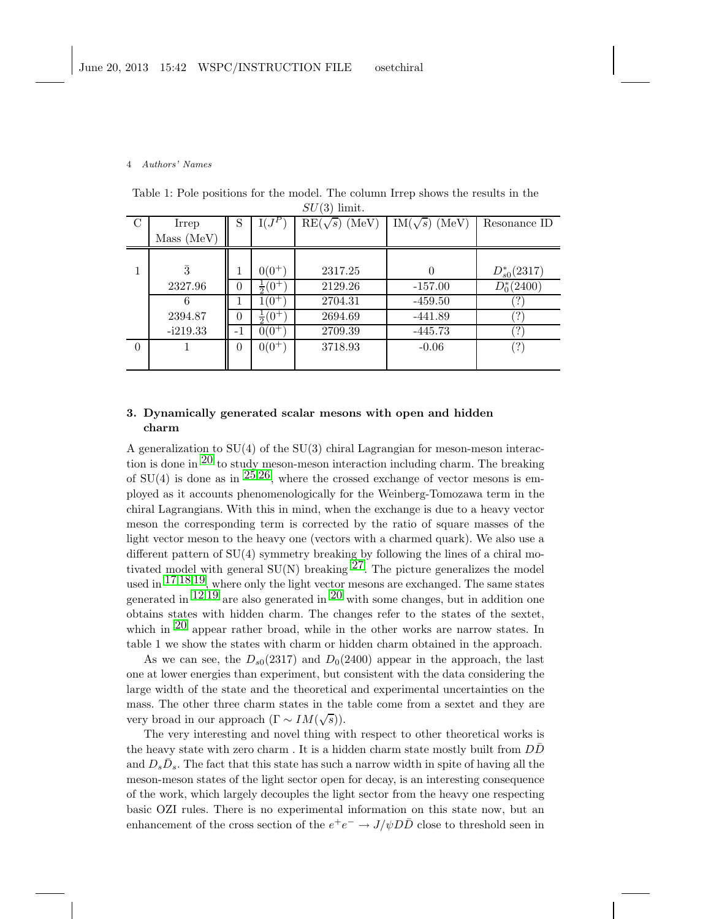Table 1: Pole positions for the model. The column Irrep shows the results in the $SU(3)$ limit.

| C | Irrep Mass (MeV) | S | I($J^P$) | RE($\sqrt{s}$) (MeV) | IM($\sqrt{s}$) (MeV) | Resonance ID |
|---|---|---|---|---|---|---|
| 1 | $\bar{3}$ | 1 | $0(0^+)$ | 2317.25 | 0 | $D^*_{s0}(2317)$ |
| | 2327.96 | 0 | $\frac{1}{2}(0^+)$ | 2129.26 | -157.00 | $D^*_0(2400)$ |
| | 6 | 1 | $1(0^+)$ | 2704.31 | -459.50 | (?) |
| | 2394.87 | 0 | $\frac{1}{2}(0^+)$ | 2694.69 | -441.89 | (?) |
| | -i219.33 | -1 | $0(0^+)$ | 2709.39 | -445.73 | (?) |
| 0 | 1 | 0 | $0(0^+)$ | 3718.93 | -0.06 | (?) |

## 3. Dynamically generated scalar mesons with open and hidden charm

A generalization to SU(4) of the SU(3) chiral Lagrangian for meson-meson interaction is done in [20] to study meson-meson interaction including charm. The breaking of SU(4) is done as in [25,26], where the crossed exchange of vector mesons is employed as it accounts phenomenologically for the Weinberg-Tomozawa term in the chiral Lagrangians. With this in mind, when the exchange is due to a heavy vector meson the corresponding term is corrected by the ratio of square masses of the light vector meson to the heavy one (vectors with a charmed quark). We also use a different pattern of SU(4) symmetry breaking by following the lines of a chiral motivated model with general SU(N) breaking [27]. The picture generalizes the model used in [17,18,19], where only the light vector mesons are exchanged. The same states generated in [12,19] are also generated in [20] with some changes, but in addition one obtains states with hidden charm. The changes refer to the states of the sextet, which in [20] appear rather broad, while in the other works are narrow states. In table 1 we show the states with charm or hidden charm obtained in the approach.

As we can see, the $D_{s0}(2317)$ and $D_0(2400)$ appear in the approach, the last one at lower energies than experiment, but consistent with the data considering the large width of the state and the theoretical and experimental uncertainties on the mass. The other three charm states in the table come from a sextet and they are very broad in our approach ($\Gamma \sim IM(\sqrt{s})$).

The very interesting and novel thing with respect to other theoretical works is the heavy state with zero charm . It is a hidden charm state mostly built from $D\bar{D}$ and $D_s\bar{D}_s$. The fact that this state has such a narrow width in spite of having all the meson-meson states of the light sector open for decay, is an interesting consequence of the work, which largely decouples the light sector from the heavy one respecting basic OZI rules. There is no experimental information on this state now, but an enhancement of the cross section of the $e^+e^- \rightarrow J/\psi D\bar{D}$ close to threshold seen in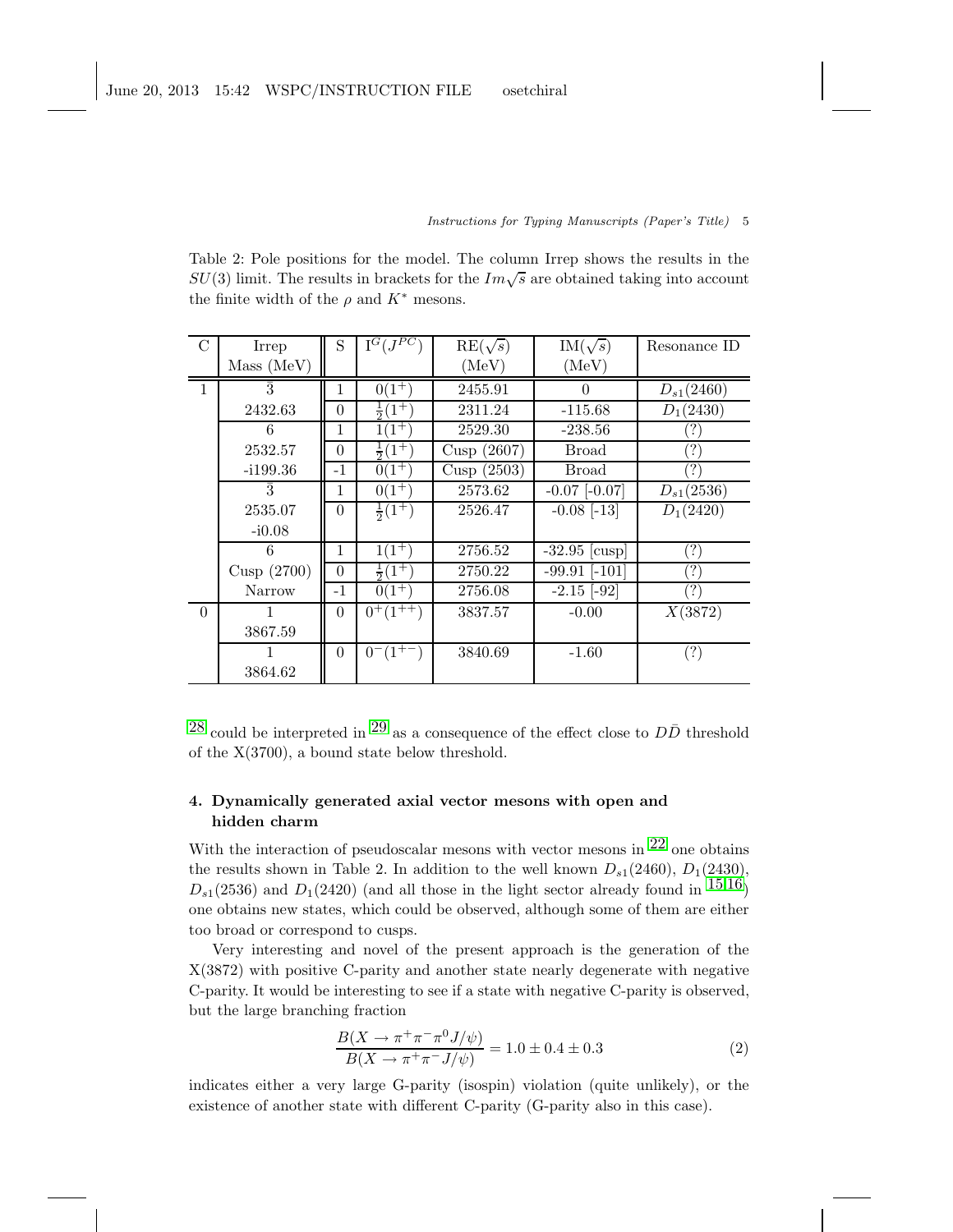Table 2: Pole positions for the model. The column Irrep shows the results in the $SU(3)$ limit. The results in brackets for the $Im\sqrt{s}$ are obtained taking into account the finite width of the $\rho$ and $K^*$ mesons.

| C | Irrep Mass (MeV) | S | $I^G(J^{PC})$ | RE($\sqrt{s}$) (MeV) | IM($\sqrt{s}$) (MeV) | Resonance ID |
|---|---|---|---|---|---|---|
| 1 | $\bar{3}$ | 1 | $0(1^+)$ | 2455.91 | 0 | $D_{s1}(2460)$ |
| | 2432.63 | 0 | $\frac{1}{2}(1^+)$ | 2311.24 | -115.68 | $D_1(2430)$ |
| | 6 | 1 | $1(1^+)$ | 2529.30 | -238.56 | (?) |
| | 2532.57 | 0 | $\frac{1}{2}(1^+)$ | Cusp (2607) | Broad | (?) |
| | -i199.36 | -1 | $0(1^+)$ | Cusp (2503) | Broad | (?) |
| | $\bar{3}$ | 1 | $0(1^+)$ | 2573.62 | -0.07 [-0.07] | $D_{s1}(2536)$ |
| | 2535.07 | 0 | $\frac{1}{2}(1^+)$ | 2526.47 | -0.08 [-13] | $D_1(2420)$ |
| | -i0.08 | | | | | |
| | 6 | 1 | $1(1^+)$ | 2756.52 | -32.95 [cusp] | (?) |
| | Cusp (2700) | 0 | $\frac{1}{2}(1^+)$ | 2750.22 | -99.91 [-101] | (?) |
| | Narrow | -1 | $0(1^+)$ | 2756.08 | -2.15 [-92] | (?) |
| 0 | 1 | 0 | $0^+(1^{++})$ | 3837.57 | -0.00 | $X(3872)$ |
| | 3867.59 | | | | | |
| | 1 | 0 | $0^-(1^{+-})$ | 3840.69 | -1.60 | (?) |
| | 3864.62 | | | | | |

[28] could be interpreted in [29] as a consequence of the effect close to $D\bar{D}$ threshold of the X(3700), a bound state below threshold.

## 4. Dynamically generated axial vector mesons with open and hidden charm

With the interaction of pseudoscalar mesons with vector mesons in [22] one obtains the results shown in Table 2. In addition to the well known $D_{s1}(2460)$, $D_1(2430)$, $D_{s1}(2536)$ and $D_1(2420)$ (and all those in the light sector already found in [15,16]) one obtains new states, which could be observed, although some of them are either too broad or correspond to cusps.

Very interesting and novel of the present approach is the generation of the X(3872) with positive C-parity and another state nearly degenerate with negative C-parity. It would be interesting to see if a state with negative C-parity is observed, but the large branching fraction

$$\frac{B(X \to \pi^+\pi^-\pi^0 J/\psi)}{B(X \to \pi^+\pi^- J/\psi)} = 1.0 \pm 0.4 \pm 0.3 \tag{2}$$

indicates either a very large G-parity (isospin) violation (quite unlikely), or the existence of another state with different C-parity (G-parity also in this case).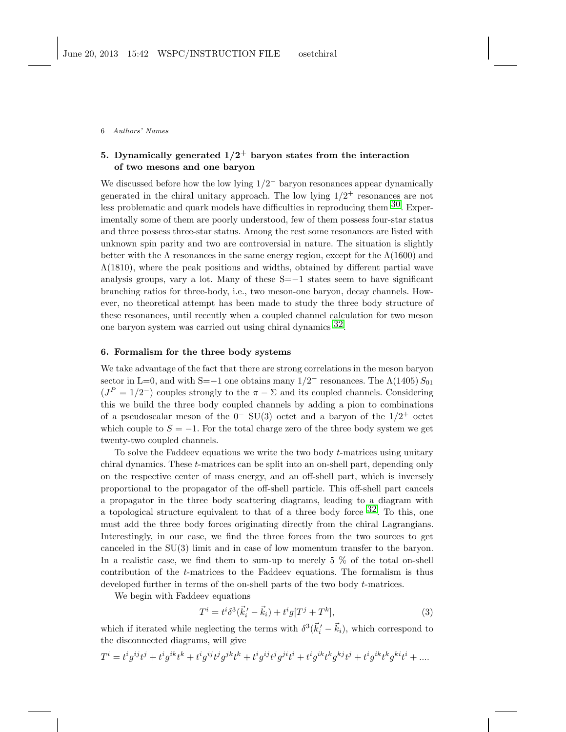## 5. Dynamically generated $1/2^+$ baryon states from the interaction of two mesons and one baryon

We discussed before how the low lying $1/2^-$ baryon resonances appear dynamically generated in the chiral unitary approach. The low lying $1/2^+$ resonances are not less problematic and quark models have difficulties in reproducing them [30]. Experimentally some of them are poorly understood, few of them possess four-star status and three possess three-star status. Among the rest some resonances are listed with unknown spin parity and two are controversial in nature. The situation is slightly better with the $\Lambda$ resonances in the same energy region, except for the $\Lambda(1600)$ and $\Lambda(1810)$, where the peak positions and widths, obtained by different partial wave analysis groups, vary a lot. Many of these S=$-1$ states seem to have significant branching ratios for three-body, i.e., two meson-one baryon, decay channels. However, no theoretical attempt has been made to study the three body structure of these resonances, until recently when a coupled channel calculation for two meson one baryon system was carried out using chiral dynamics [32].

## 6. Formalism for the three body systems

We take advantage of the fact that there are strong correlations in the meson baryon sector in L=0, and with S=$-1$ one obtains many $1/2^-$ resonances. The $\Lambda(1405)$ $S_{01}$ ($J^P = 1/2^-$) couples strongly to the $\pi - \Sigma$ and its coupled channels. Considering this we build the three body coupled channels by adding a pion to combinations of a pseudoscalar meson of the $0^-$ SU(3) octet and a baryon of the $1/2^+$ octet which couple to $S = -1$. For the total charge zero of the three body system we get twenty-two coupled channels.

To solve the Faddeev equations we write the two body $t$-matrices using unitary chiral dynamics. These $t$-matrices can be split into an on-shell part, depending only on the respective center of mass energy, and an off-shell part, which is inversely proportional to the propagator of the off-shell particle. This off-shell part cancels a propagator in the three body scattering diagrams, leading to a diagram with a topological structure equivalent to that of a three body force [32]. To this, one must add the three body forces originating directly from the chiral Lagrangians. Interestingly, in our case, we find the three forces from the two sources to get canceled in the SU(3) limit and in case of low momentum transfer to the baryon. In a realistic case, we find them to sum-up to merely 5 % of the total on-shell contribution of the $t$-matrices to the Faddeev equations. The formalism is thus developed further in terms of the on-shell parts of the two body $t$-matrices.

We begin with Faddeev equations

$$T^i = t^i \delta^3(\vec{k}_i^{\,\prime} - \vec{k}_i) + t^i g [T^j + T^k], \tag{3}$$

which if iterated while neglecting the terms with $\delta^3(\vec{k}_i^{\,\prime} - \vec{k}_i)$, which correspond to the disconnected diagrams, will give

$$T^i = t^i g^{ij} t^j + t^i g^{ik} t^k + t^i g^{ij} t^j g^{jk} t^k + t^i g^{ij} t^j g^{ji} t^i + t^i g^{ik} t^k g^{kj} t^j + t^i g^{ik} t^k g^{ki} t^i + ....$$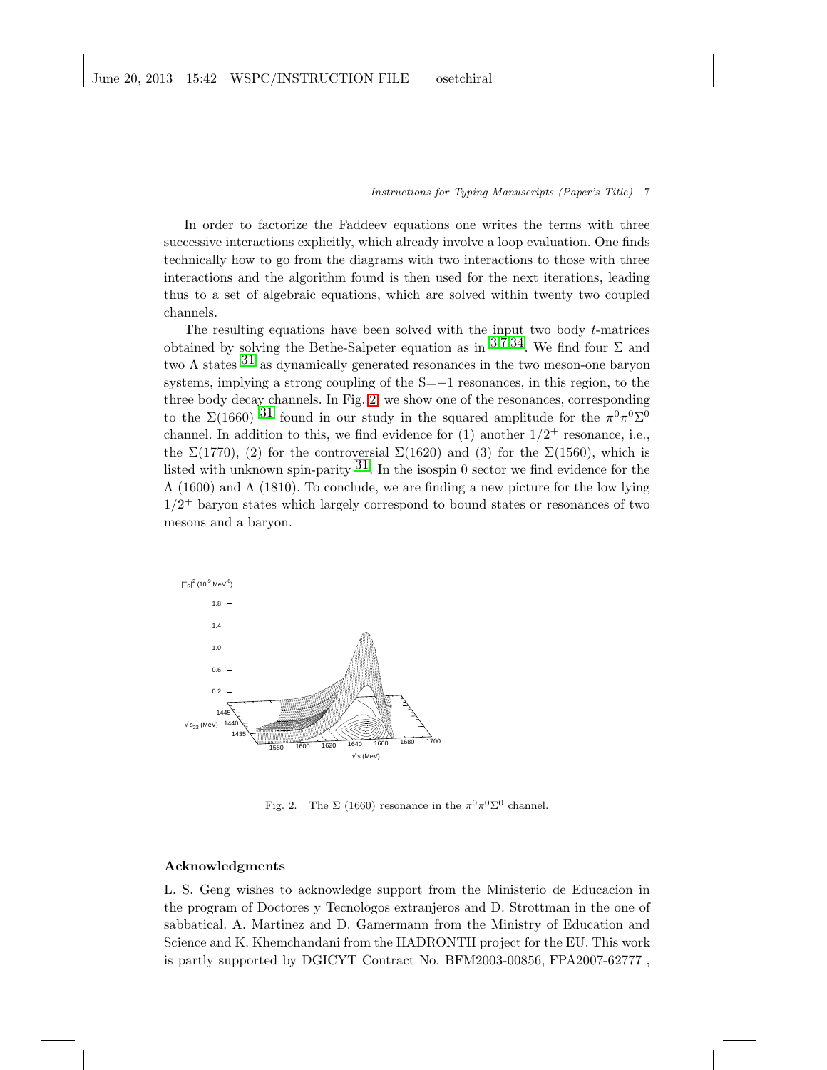In order to factorize the Faddeev equations one writes the terms with three successive interactions explicitly, which already involve a loop evaluation. One finds technically how to go from the diagrams with two interactions to those with three interactions and the algorithm found is then used for the next iterations, leading thus to a set of algebraic equations, which are solved within twenty two coupled channels.

The resulting equations have been solved with the input two body $t$-matrices obtained by solving the Bethe-Salpeter equation as in [3,7,34]. We find four $\Sigma$ and two $\Lambda$ states [31] as dynamically generated resonances in the two meson-one baryon systems, implying a strong coupling of the S=$-1$ resonances, in this region, to the three body decay channels. In Fig. 2, we show one of the resonances, corresponding to the $\Sigma(1660)$ [31] found in our study in the squared amplitude for the $\pi^0\pi^0\Sigma^0$ channel. In addition to this, we find evidence for (1) another $1/2^+$ resonance, i.e., the $\Sigma(1770)$, (2) for the controversial $\Sigma(1620)$ and (3) for the $\Sigma(1560)$, which is listed with unknown spin-parity [31]. In the isospin 0 sector we find evidence for the $\Lambda$ (1600) and $\Lambda$ (1810). To conclude, we are finding a new picture for the low lying $1/2^+$ baryon states which largely correspond to bound states or resonances of two mesons and a baryon.

Fig. 2. The $\Sigma$ (1660) resonance in the $\pi^0\pi^0\Sigma^0$ channel.

## Acknowledgments

L. S. Geng wishes to acknowledge support from the Ministerio de Educacion in the program of Doctores y Tecnologos extranjeros and D. Strottman in the one of sabbatical. A. Martinez and D. Gamermann from the Ministry of Education and Science and K. Khemchandani from the HADRONTH project for the EU. This work is partly supported by DGICYT Contract No. BFM2003-00856, FPA2007-62777 ,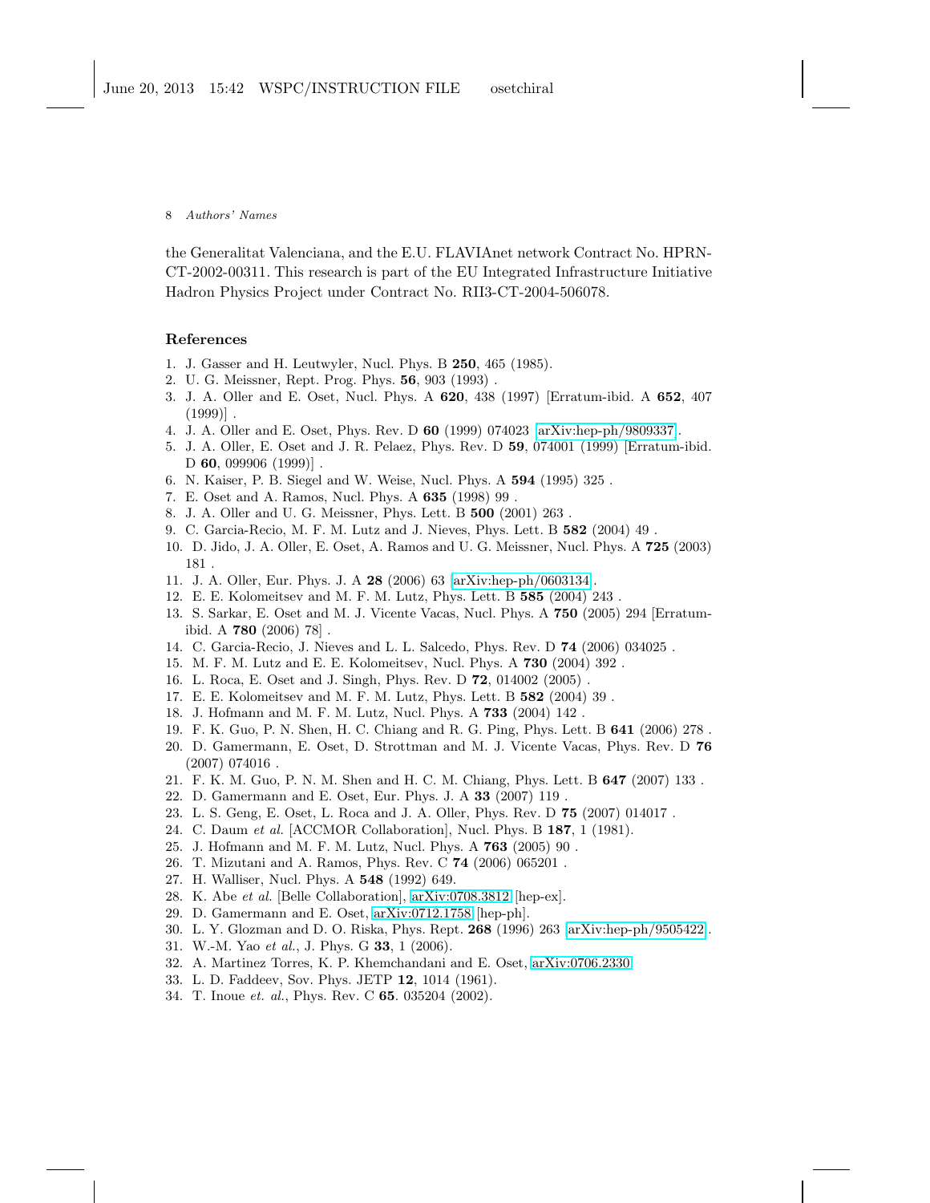the Generalitat Valenciana, and the E.U. FLAVIAnet network Contract No. HPRN-CT-2002-00311. This research is part of the EU Integrated Infrastructure Initiative Hadron Physics Project under Contract No. RII3-CT-2004-506078.

## References

1. J. Gasser and H. Leutwyler, Nucl. Phys. B **250**, 465 (1985).
2. U. G. Meissner, Rept. Prog. Phys. **56**, 903 (1993) .
3. J. A. Oller and E. Oset, Nucl. Phys. A **620**, 438 (1997) [Erratum-ibid. A **652**, 407 (1999)] .
4. J. A. Oller and E. Oset, Phys. Rev. D **60** (1999) 074023 [arXiv:hep-ph/9809337].
5. J. A. Oller, E. Oset and J. R. Pelaez, Phys. Rev. D **59**, 074001 (1999) [Erratum-ibid. D **60**, 099906 (1999)] .
6. N. Kaiser, P. B. Siegel and W. Weise, Nucl. Phys. A **594** (1995) 325 .
7. E. Oset and A. Ramos, Nucl. Phys. A **635** (1998) 99 .
8. J. A. Oller and U. G. Meissner, Phys. Lett. B **500** (2001) 263 .
9. C. Garcia-Recio, M. F. M. Lutz and J. Nieves, Phys. Lett. B **582** (2004) 49 .
10. D. Jido, J. A. Oller, E. Oset, A. Ramos and U. G. Meissner, Nucl. Phys. A **725** (2003) 181 .
11. J. A. Oller, Eur. Phys. J. A **28** (2006) 63 [arXiv:hep-ph/0603134].
12. E. E. Kolomeitsev and M. F. M. Lutz, Phys. Lett. B **585** (2004) 243 .
13. S. Sarkar, E. Oset and M. J. Vicente Vacas, Nucl. Phys. A **750** (2005) 294 [Erratum-ibid. A **780** (2006) 78] .
14. C. Garcia-Recio, J. Nieves and L. L. Salcedo, Phys. Rev. D **74** (2006) 034025 .
15. M. F. M. Lutz and E. E. Kolomeitsev, Nucl. Phys. A **730** (2004) 392 .
16. L. Roca, E. Oset and J. Singh, Phys. Rev. D **72**, 014002 (2005) .
17. E. E. Kolomeitsev and M. F. M. Lutz, Phys. Lett. B **582** (2004) 39 .
18. J. Hofmann and M. F. M. Lutz, Nucl. Phys. A **733** (2004) 142 .
19. F. K. Guo, P. N. Shen, H. C. Chiang and R. G. Ping, Phys. Lett. B **641** (2006) 278 .
20. D. Gamermann, E. Oset, D. Strottman and M. J. Vicente Vacas, Phys. Rev. D **76** (2007) 074016 .
21. F. K. M. Guo, P. N. M. Shen and H. C. M. Chiang, Phys. Lett. B **647** (2007) 133 .
22. D. Gamermann and E. Oset, Eur. Phys. J. A **33** (2007) 119 .
23. L. S. Geng, E. Oset, L. Roca and J. A. Oller, Phys. Rev. D **75** (2007) 014017 .
24. C. Daum *et al.* [ACCMOR Collaboration], Nucl. Phys. B **187**, 1 (1981).
25. J. Hofmann and M. F. M. Lutz, Nucl. Phys. A **763** (2005) 90 .
26. T. Mizutani and A. Ramos, Phys. Rev. C **74** (2006) 065201 .
27. H. Walliser, Nucl. Phys. A **548** (1992) 649.
28. K. Abe *et al.* [Belle Collaboration], arXiv:0708.3812 [hep-ex].
29. D. Gamermann and E. Oset, arXiv:0712.1758 [hep-ph].
30. L. Y. Glozman and D. O. Riska, Phys. Rept. **268** (1996) 263 [arXiv:hep-ph/9505422].
31. W.-M. Yao *et al.*, J. Phys. G **33**, 1 (2006).
32. A. Martinez Torres, K. P. Khemchandani and E. Oset, arXiv:0706.2330
33. L. D. Faddeev, Sov. Phys. JETP **12**, 1014 (1961).
34. T. Inoue *et. al.*, Phys. Rev. C **65**. 035204 (2002).